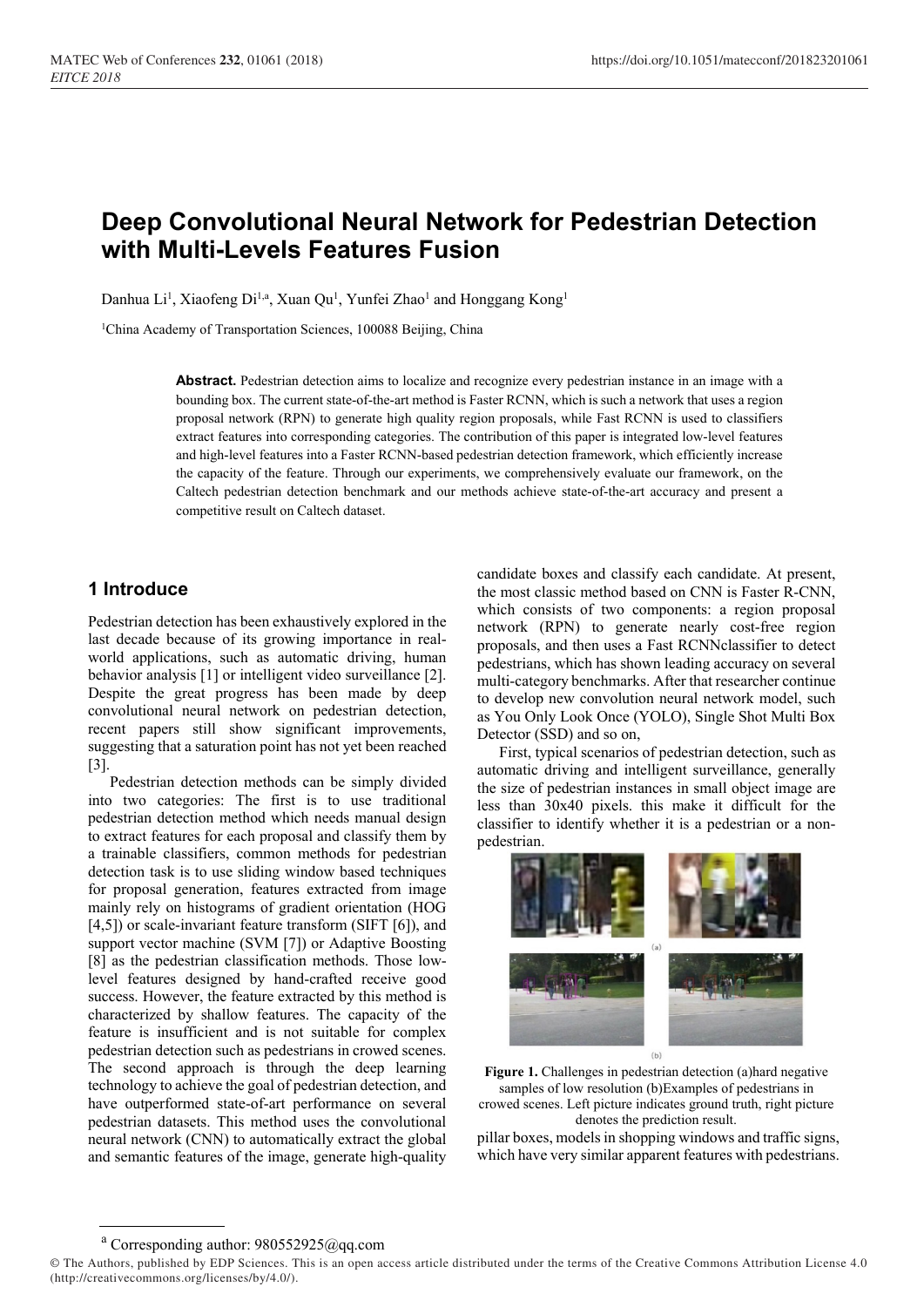# Deep Convolutional Neural Network for Pedestrian Detection with Multi-Levels Features Fusion

Danhua Li[1], Xiaofeng Di[1,a], Xuan Qu[1], Yunfei Zhao[1] and Honggang Kong[1]

[1]China Academy of Transportation Sciences, 100088 Beijing, China

**Abstract.** Pedestrian detection aims to localize and recognize every pedestrian instance in an image with a bounding box. The current state-of-the-art method is Faster RCNN, which is such a network that uses a region proposal network (RPN) to generate high quality region proposals, while Fast RCNN is used to classifiers extract features into corresponding categories. The contribution of this paper is integrated low-level features and high-level features into a Faster RCNN-based pedestrian detection framework, which efficiently increase the capacity of the feature. Through our experiments, we comprehensively evaluate our framework, on the Caltech pedestrian detection benchmark and our methods achieve state-of-the-art accuracy and present a competitive result on Caltech dataset.

## 1 Introduce

Pedestrian detection has been exhaustively explored in the last decade because of its growing importance in real-world applications, such as automatic driving, human behavior analysis [1] or intelligent video surveillance [2]. Despite the great progress has been made by deep convolutional neural network on pedestrian detection, recent papers still show significant improvements, suggesting that a saturation point has not yet been reached [3].

Pedestrian detection methods can be simply divided into two categories: The first is to use traditional pedestrian detection method which needs manual design to extract features for each proposal and classify them by a trainable classifiers, common methods for pedestrian detection task is to use sliding window based techniques for proposal generation, features extracted from image mainly rely on histograms of gradient orientation (HOG [4,5]) or scale-invariant feature transform (SIFT [6]), and support vector machine (SVM [7]) or Adaptive Boosting [8] as the pedestrian classification methods. Those low-level features designed by hand-crafted receive good success. However, the feature extracted by this method is characterized by shallow features. The capacity of the feature is insufficient and is not suitable for complex pedestrian detection such as pedestrians in crowed scenes. The second approach is through the deep learning technology to achieve the goal of pedestrian detection, and have outperformed state-of-art performance on several pedestrian datasets. This method uses the convolutional neural network (CNN) to automatically extract the global and semantic features of the image, generate high-quality candidate boxes and classify each candidate. At present, the most classic method based on CNN is Faster R-CNN, which consists of two components: a region proposal network (RPN) to generate nearly cost-free region proposals, and then uses a Fast RCNNclassifier to detect pedestrians, which has shown leading accuracy on several multi-category benchmarks. After that researcher continue to develop new convolution neural network model, such as You Only Look Once (YOLO), Single Shot Multi Box Detector (SSD) and so on,

First, typical scenarios of pedestrian detection, such as automatic driving and intelligent surveillance, generally the size of pedestrian instances in small object image are less than 30x40 pixels. this make it difficult for the classifier to identify whether it is a pedestrian or a non-pedestrian.

**Figure 1.** Challenges in pedestrian detection (a)hard negative samples of low resolution (b)Examples of pedestrians in crowed scenes. Left picture indicates ground truth, right picture denotes the prediction result.

pillar boxes, models in shopping windows and traffic signs, which have very similar apparent features with pedestrians.

[a] Corresponding author: 980552925@qq.com

© The Authors, published by EDP Sciences. This is an open access article distributed under the terms of the Creative Commons Attribution License 4.0 (http://creativecommons.org/licenses/by/4.0/).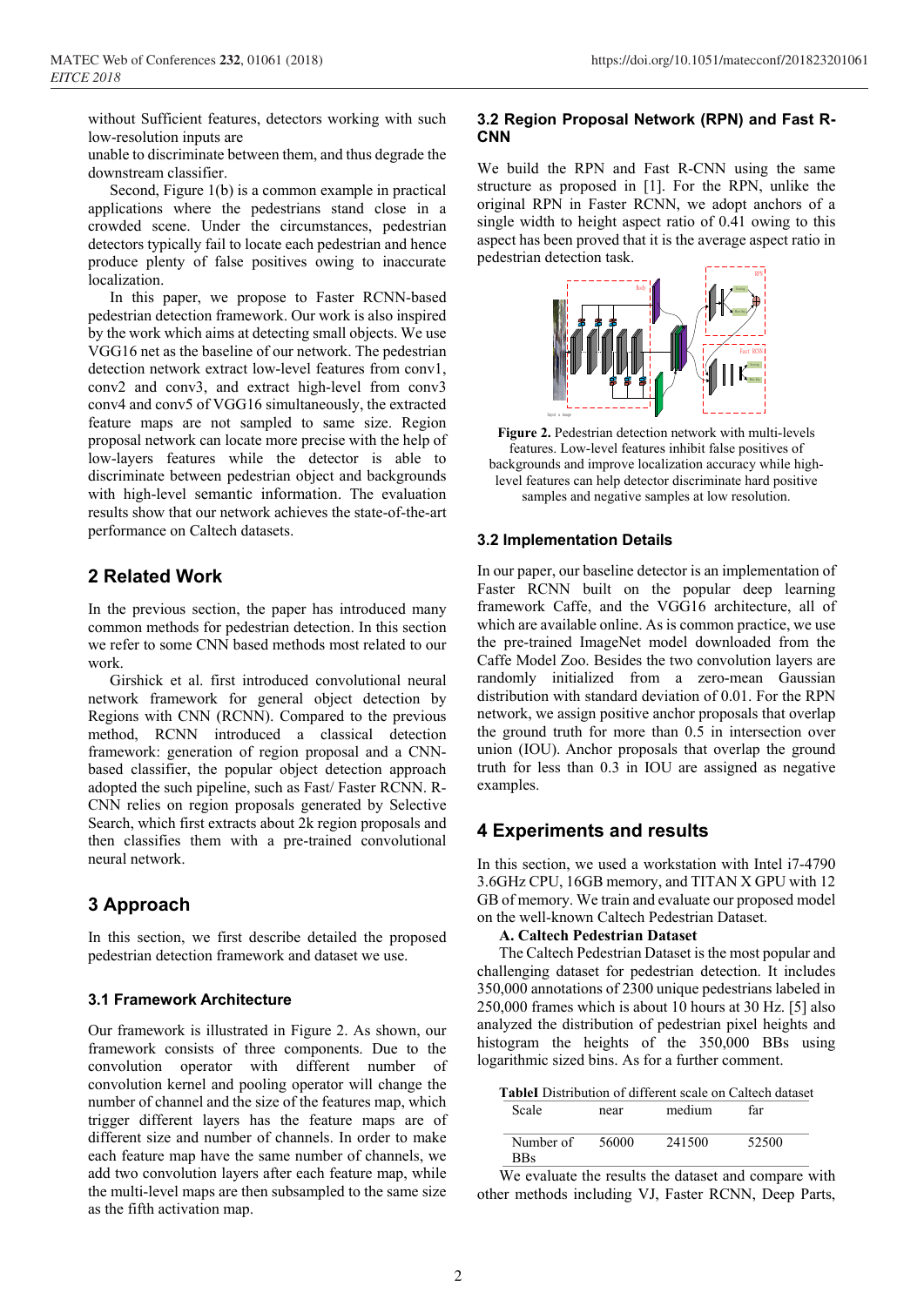without Sufficient features, detectors working with such low-resolution inputs are

unable to discriminate between them, and thus degrade the downstream classifier.

Second, Figure 1(b) is a common example in practical applications where the pedestrians stand close in a crowded scene. Under the circumstances, pedestrian detectors typically fail to locate each pedestrian and hence produce plenty of false positives owing to inaccurate localization.

In this paper, we propose to Faster RCNN-based pedestrian detection framework. Our work is also inspired by the work which aims at detecting small objects. We use VGG16 net as the baseline of our network. The pedestrian detection network extract low-level features from conv1, conv2 and conv3, and extract high-level from conv3 conv4 and conv5 of VGG16 simultaneously, the extracted feature maps are not sampled to same size. Region proposal network can locate more precise with the help of low-layers features while the detector is able to discriminate between pedestrian object and backgrounds with high-level semantic information. The evaluation results show that our network achieves the state-of-the-art performance on Caltech datasets.

## 2 Related Work

In the previous section, the paper has introduced many common methods for pedestrian detection. In this section we refer to some CNN based methods most related to our work.

Girshick et al. first introduced convolutional neural network framework for general object detection by Regions with CNN (RCNN). Compared to the previous method, RCNN introduced a classical detection framework: generation of region proposal and a CNN-based classifier, the popular object detection approach adopted the such pipeline, such as Fast/ Faster RCNN. R-CNN relies on region proposals generated by Selective Search, which first extracts about 2k region proposals and then classifies them with a pre-trained convolutional neural network.

## 3 Approach

In this section, we first describe detailed the proposed pedestrian detection framework and dataset we use.

### 3.1 Framework Architecture

Our framework is illustrated in Figure 2. As shown, our framework consists of three components. Due to the convolution operator with different number of convolution kernel and pooling operator will change the number of channel and the size of the features map, which trigger different layers has the feature maps are of different size and number of channels. In order to make each feature map have the same number of channels, we add two convolution layers after each feature map, while the multi-level maps are then subsampled to the same size as the fifth activation map.

### 3.2 Region Proposal Network (RPN) and Fast R-CNN

We build the RPN and Fast R-CNN using the same structure as proposed in [1]. For the RPN, unlike the original RPN in Faster RCNN, we adopt anchors of a single width to height aspect ratio of 0.41 owing to this aspect has been proved that it is the average aspect ratio in pedestrian detection task.

**Figure 2.** Pedestrian detection network with multi-levels features. Low-level features inhibit false positives of backgrounds and improve localization accuracy while high-level features can help detector discriminate hard positive samples and negative samples at low resolution.

### 3.2 Implementation Details

In our paper, our baseline detector is an implementation of Faster RCNN built on the popular deep learning framework Caffe, and the VGG16 architecture, all of which are available online. As is common practice, we use the pre-trained ImageNet model downloaded from the Caffe Model Zoo. Besides the two convolution layers are randomly initialized from a zero-mean Gaussian distribution with standard deviation of 0.01. For the RPN network, we assign positive anchor proposals that overlap the ground truth for more than 0.5 in intersection over union (IOU). Anchor proposals that overlap the ground truth for less than 0.3 in IOU are assigned as negative examples.

## 4 Experiments and results

In this section, we used a workstation with Intel i7-4790 3.6GHz CPU, 16GB memory, and TITAN X GPU with 12 GB of memory. We train and evaluate our proposed model on the well-known Caltech Pedestrian Dataset.

**A. Caltech Pedestrian Dataset**

The Caltech Pedestrian Dataset is the most popular and challenging dataset for pedestrian detection. It includes 350,000 annotations of 2300 unique pedestrians labeled in 250,000 frames which is about 10 hours at 30 Hz. [5] also analyzed the distribution of pedestrian pixel heights and histogram the heights of the 350,000 BBs using logarithmic sized bins. As for a further comment.

**TableI** Distribution of different scale on Caltech dataset

| Scale | near | medium | far |
|---|---|---|---|
| Number of BBs | 56000 | 241500 | 52500 |

We evaluate the results the dataset and compare with other methods including VJ, Faster RCNN, Deep Parts,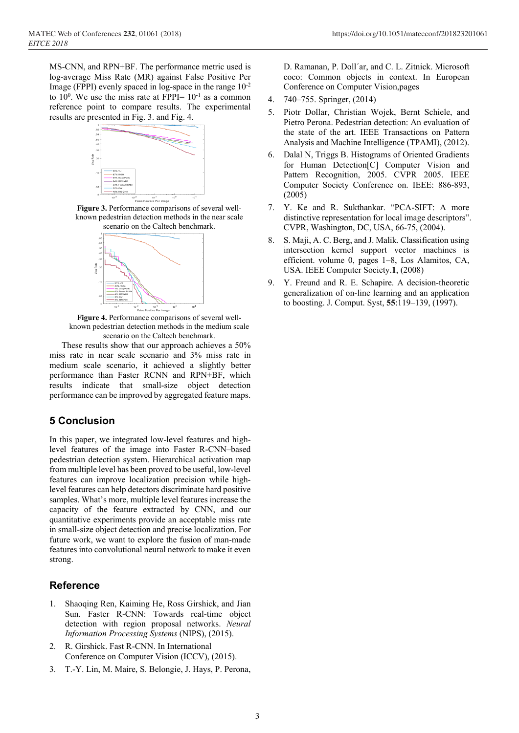MS-CNN, and RPN+BF. The performance metric used is log-average Miss Rate (MR) against False Positive Per Image (FPPI) evenly spaced in log-space in the range $10^{-2}$ to $10^{0}$. We use the miss rate at FPPI= $10^{-1}$ as a common reference point to compare results. The experimental results are presented in Fig. 3. and Fig. 4.

**Figure 3.** Performance comparisons of several well-known pedestrian detection methods in the near scale scenario on the Caltech benchmark.

**Figure 4.** Performance comparisons of several well-known pedestrian detection methods in the medium scale scenario on the Caltech benchmark.

These results show that our approach achieves a 50% miss rate in near scale scenario and 3% miss rate in medium scale scenario, it achieved a slightly better performance than Faster RCNN and RPN+BF, which results indicate that small-size object detection performance can be improved by aggregated feature maps.

## 5 Conclusion

In this paper, we integrated low-level features and high-level features of the image into Faster R-CNN–based pedestrian detection system. Hierarchical activation map from multiple level has been proved to be useful, low-level features can improve localization precision while high-level features can help detectors discriminate hard positive samples. What's more, multiple level features increase the capacity of the feature extracted by CNN, and our quantitative experiments provide an acceptable miss rate in small-size object detection and precise localization. For future work, we want to explore the fusion of man-made features into convolutional neural network to make it even strong.

## Reference

1. Shaoqing Ren, Kaiming He, Ross Girshick, and Jian Sun. Faster R-CNN: Towards real-time object detection with region proposal networks. *Neural Information Processing Systems* (NIPS), (2015).
2. R. Girshick. Fast R-CNN. In International Conference on Computer Vision (ICCV), (2015).
3. T.-Y. Lin, M. Maire, S. Belongie, J. Hays, P. Perona, D. Ramanan, P. Doll´ar, and C. L. Zitnick. Microsoft coco: Common objects in context. In European Conference on Computer Vision,pages
4. 740–755. Springer, (2014)
5. Piotr Dollar, Christian Wojek, Bernt Schiele, and Pietro Perona. Pedestrian detection: An evaluation of the state of the art. IEEE Transactions on Pattern Analysis and Machine Intelligence (TPAMI), (2012).
6. Dalal N, Triggs B. Histograms of Oriented Gradients for Human Detection[C] Computer Vision and Pattern Recognition, 2005. CVPR 2005. IEEE Computer Society Conference on. IEEE: 886-893, (2005)
7. Y. Ke and R. Sukthankar. "PCA-SIFT: A more distinctive representation for local image descriptors". CVPR, Washington, DC, USA, 66-75, (2004).
8. S. Maji, A. C. Berg, and J. Malik. Classification using intersection kernel support vector machines is efficient. volume 0, pages 1–8, Los Alamitos, CA, USA. IEEE Computer Society.**1**, (2008)
9. Y. Freund and R. E. Schapire. A decision-theoretic generalization of on-line learning and an application to boosting. J. Comput. Syst, **55**:119–139, (1997).